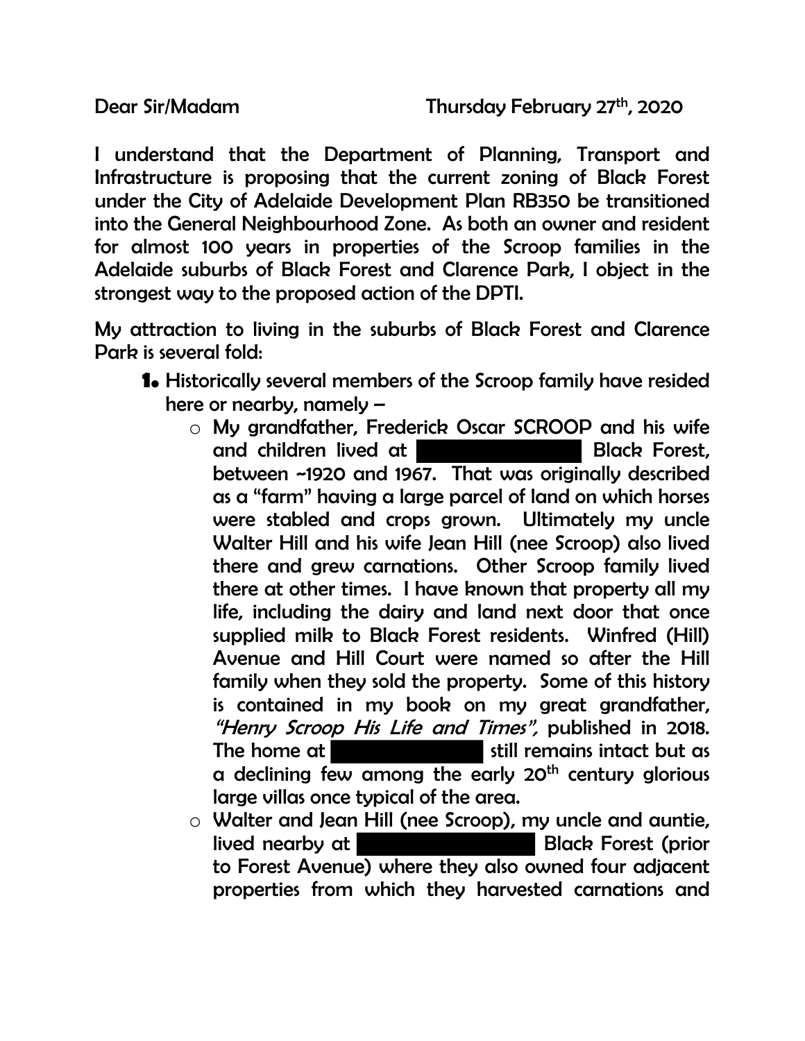Dear Sir/Madam Thursday February 27th, 2020

I understand that the Department of Planning, Transport and Infrastructure is proposing that the current zoning of Black Forest under the City of Adelaide Development Plan RB350 be transitioned into the General Neighbourhood Zone. As both an owner and resident for almost 100 years in properties of the Scroop families in the Adelaide suburbs of Black Forest and Clarence Park, I object in the strongest way to the proposed action of the DPTI.

My attraction to living in the suburbs of Black Forest and Clarence Park is several fold:

1. Historically several members of the Scroop family have resided here or nearby, namely –
   - My grandfather, Frederick Oscar SCROOP and his wife and children lived at ████████ Black Forest, between ~1920 and 1967. That was originally described as a "farm" having a large parcel of land on which horses were stabled and crops grown. Ultimately my uncle Walter Hill and his wife Jean Hill (nee Scroop) also lived there and grew carnations. Other Scroop family lived there at other times. I have known that property all my life, including the dairy and land next door that once supplied milk to Black Forest residents. Winfred (Hill) Avenue and Hill Court were named so after the Hill family when they sold the property. Some of this history is contained in my book on my great grandfather, *"Henry Scroop His Life and Times",* published in 2018. The home at ████████ still remains intact but as a declining few among the early 20th century glorious large villas once typical of the area.
   - Walter and Jean Hill (nee Scroop), my uncle and auntie, lived nearby at ████████ Black Forest (prior to Forest Avenue) where they also owned four adjacent properties from which they harvested carnations and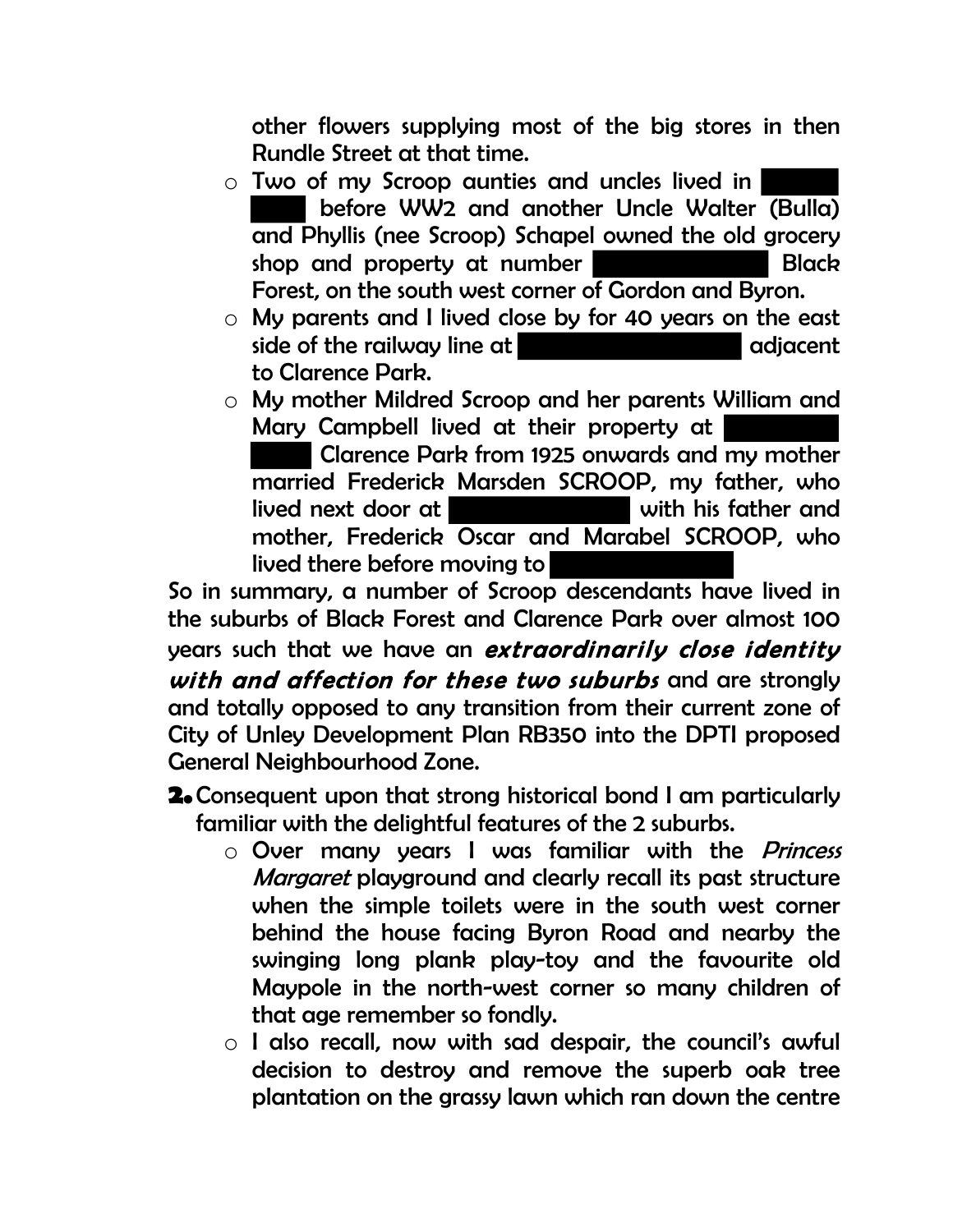other flowers supplying most of the big stores in then Rundle Street at that time.

- Two of my Scroop aunties and uncles lived in ██████ ████ before WW2 and another Uncle Walter (Bulla) and Phyllis (nee Scroop) Schapel owned the old grocery shop and property at number ██████████ Black Forest, on the south west corner of Gordon and Byron.
- My parents and I lived close by for 40 years on the east side of the railway line at ██████████████ adjacent to Clarence Park.
- My mother Mildred Scroop and her parents William and Mary Campbell lived at their property at ████████ ████ Clarence Park from 1925 onwards and my mother married Frederick Marsden SCROOP, my father, who lived next door at ██████████ with his father and mother, Frederick Oscar and Marabel SCROOP, who lived there before moving to ██████████

So in summary, a number of Scroop descendants have lived in the suburbs of Black Forest and Clarence Park over almost 100 years such that we have an ***extraordinarily close identity with and affection for these two suburbs*** and are strongly and totally opposed to any transition from their current zone of City of Unley Development Plan RB350 into the DPTI proposed General Neighbourhood Zone.

2. Consequent upon that strong historical bond I am particularly familiar with the delightful features of the 2 suburbs.
    - Over many years I was familiar with the *Princess Margaret* playground and clearly recall its past structure when the simple toilets were in the south west corner behind the house facing Byron Road and nearby the swinging long plank play-toy and the favourite old Maypole in the north-west corner so many children of that age remember so fondly.
    - I also recall, now with sad despair, the council's awful decision to destroy and remove the superb oak tree plantation on the grassy lawn which ran down the centre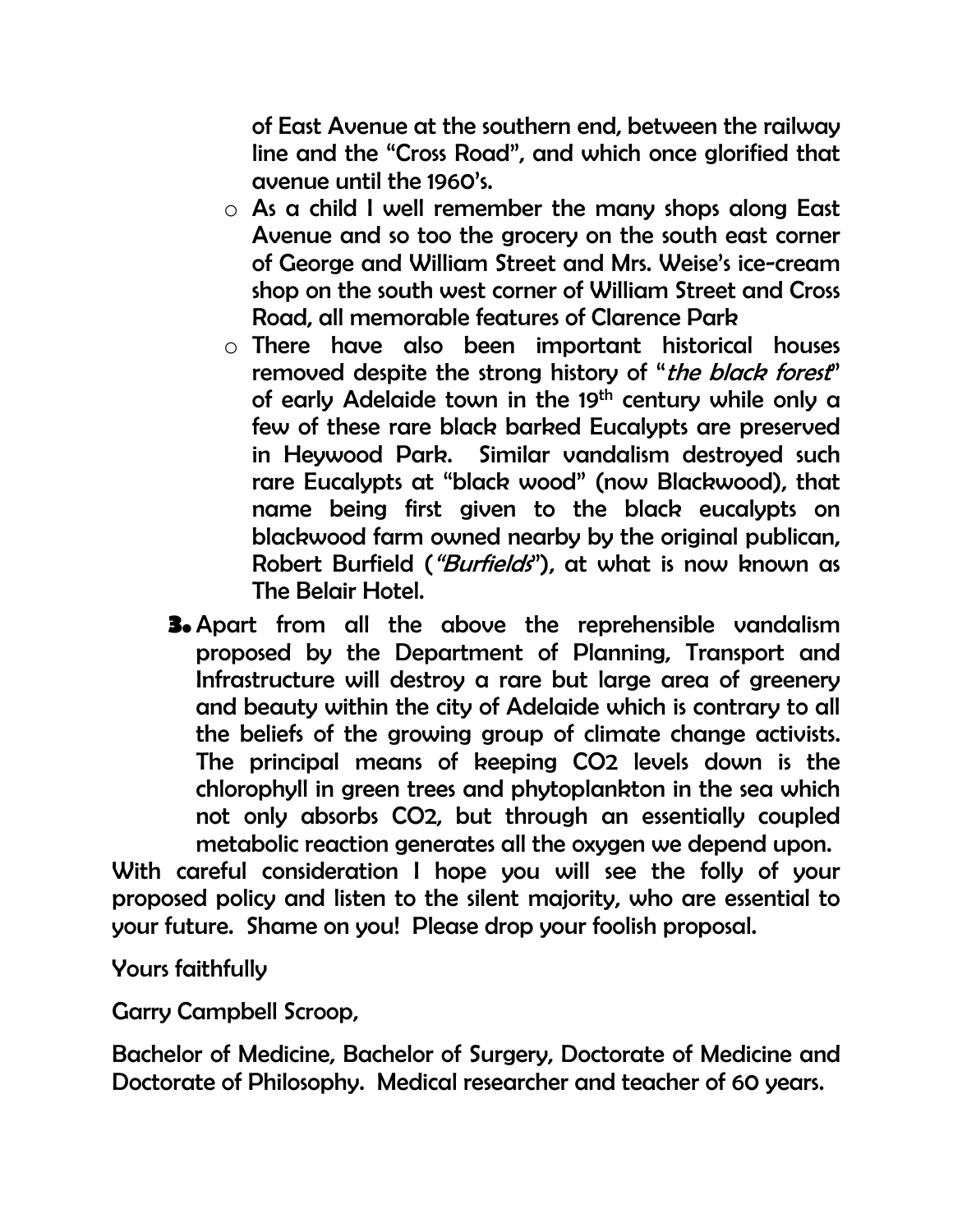of East Avenue at the southern end, between the railway line and the "Cross Road", and which once glorified that avenue until the 1960's.

- As a child I well remember the many shops along East Avenue and so too the grocery on the south east corner of George and William Street and Mrs. Weise's ice-cream shop on the south west corner of William Street and Cross Road, all memorable features of Clarence Park
- There have also been important historical houses removed despite the strong history of "*the black forest*" of early Adelaide town in the 19th century while only a few of these rare black barked Eucalypts are preserved in Heywood Park. Similar vandalism destroyed such rare Eucalypts at "black wood" (now Blackwood), that name being first given to the black eucalypts on blackwood farm owned nearby by the original publican, Robert Burfield (*"Burfields"*), at what is now known as The Belair Hotel.

3. Apart from all the above the reprehensible vandalism proposed by the Department of Planning, Transport and Infrastructure will destroy a rare but large area of greenery and beauty within the city of Adelaide which is contrary to all the beliefs of the growing group of climate change activists. The principal means of keeping $CO_2$ levels down is the chlorophyll in green trees and phytoplankton in the sea which not only absorbs $CO_2$, but through an essentially coupled metabolic reaction generates all the oxygen we depend upon.

With careful consideration I hope you will see the folly of your proposed policy and listen to the silent majority, who are essential to your future. Shame on you! Please drop your foolish proposal.

Yours faithfully

Garry Campbell Scroop,

Bachelor of Medicine, Bachelor of Surgery, Doctorate of Medicine and Doctorate of Philosophy. Medical researcher and teacher of 60 years.